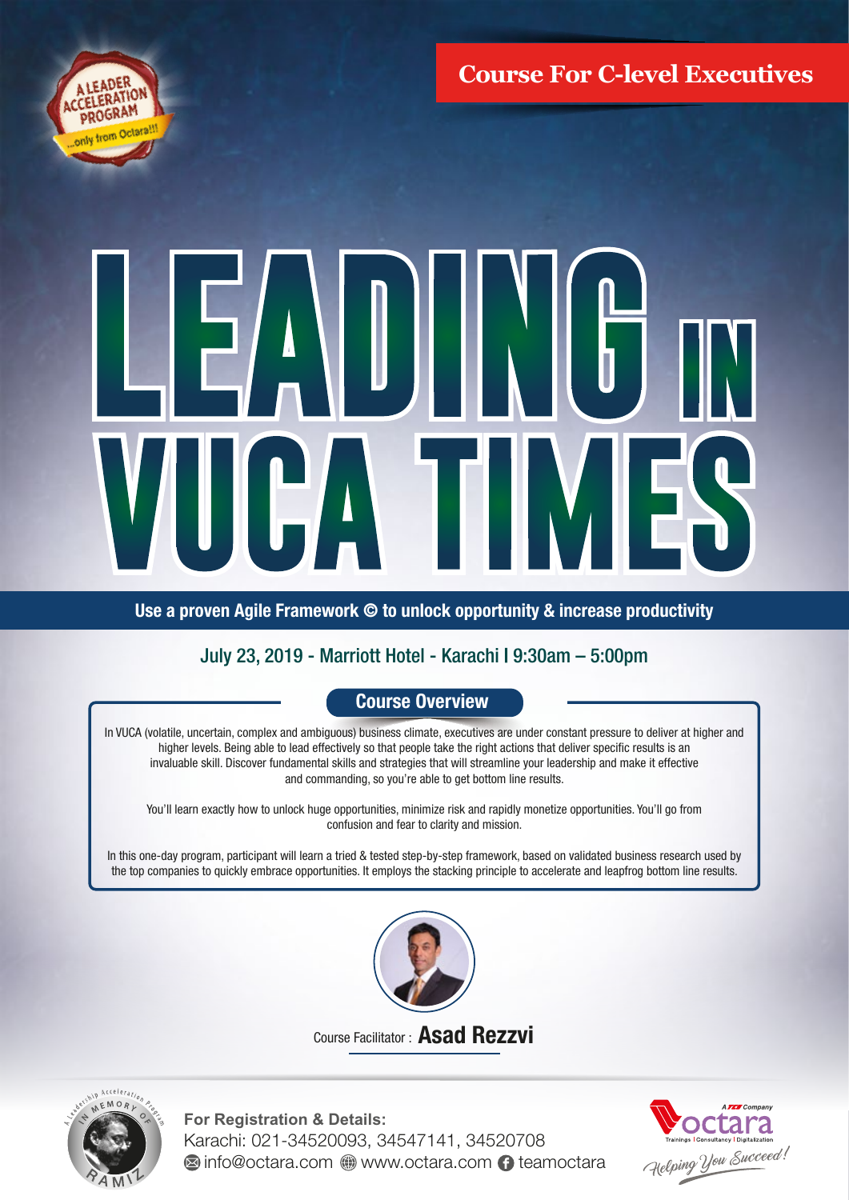A LEADER ACCELERATION PROGRAM ...only from Octara!!!

**Course For C-level Executives**

# LEADING IN VUCA TIMES

**Use a proven Agile Framework © to unlock opportunity & increase productivity**

July 23, 2019 - Marriott Hotel - Karachi I 9:30am – 5:00pm

## Course Overview

In VUCA (volatile, uncertain, complex and ambiguous) business climate, executives are under constant pressure to deliver at higher and higher levels. Being able to lead effectively so that people take the right actions that deliver specific results is an invaluable skill. Discover fundamental skills and strategies that will streamline your leadership and make it effective and commanding, so you're able to get bottom line results.

You'll learn exactly how to unlock huge opportunities, minimize risk and rapidly monetize opportunities. You'll go from confusion and fear to clarity and mission.

In this one-day program, participant will learn a tried & tested step-by-step framework, based on validated business research used by the top companies to quickly embrace opportunities. It employs the stacking principle to accelerate and leapfrog bottom line results.

Course Facilitator : **Asad Rezzvi**

A Leadership Acceleration Program IN MEMORY OF RAMIZ

**For Registration & Details:**
Karachi: 021-34520093, 34547141, 34520708
info@octara.com www.octara.com teamoctara

A TCS Company octara Trainings | Consultancy | Digitalization
Helping You Succeed!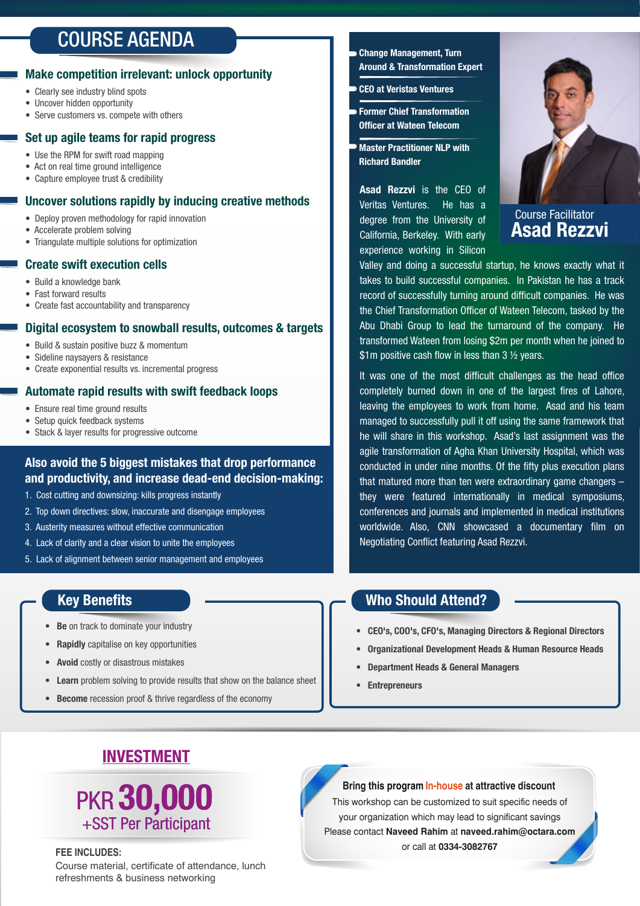# COURSE AGENDA

### Make competition irrelevant: unlock opportunity

- Clearly see industry blind spots
- Uncover hidden opportunity
- Serve customers vs. compete with others

### Set up agile teams for rapid progress

- Use the RPM for swift road mapping
- Act on real time ground intelligence
- Capture employee trust & credibility

### Uncover solutions rapidly by inducing creative methods

- Deploy proven methodology for rapid innovation
- Accelerate problem solving
- Triangulate multiple solutions for optimization

### Create swift execution cells

- Build a knowledge bank
- Fast forward results
- Create fast accountability and transparency

### Digital ecosystem to snowball results, outcomes & targets

- Build & sustain positive buzz & momentum
- Sideline naysayers & resistance
- Create exponential results vs. incremental progress

### Automate rapid results with swift feedback loops

- Ensure real time ground results
- Setup quick feedback systems
- Stack & layer results for progressive outcome

### Also avoid the 5 biggest mistakes that drop performance and productivity, and increase dead-end decision-making:

1. Cost cutting and downsizing: kills progress instantly
2. Top down directives: slow, inaccurate and disengage employees
3. Austerity measures without effective communication
4. Lack of clarity and a clear vision to unite the employees
5. Lack of alignment between senior management and employees

- **Change Management, Turn Around & Transformation Expert**
- **CEO at Veristas Ventures**
- **Former Chief Transformation Officer at Wateen Telecom**
- **Master Practitioner NLP with Richard Bandler**

Course Facilitator
## Asad Rezzvi

**Asad Rezzvi** is the CEO of Veritas Ventures. He has a degree from the University of California, Berkeley. With early experience working in Silicon Valley and doing a successful startup, he knows exactly what it takes to build successful companies. In Pakistan he has a track record of successfully turning around difficult companies. He was the Chief Transformation Officer of Wateen Telecom, tasked by the Abu Dhabi Group to lead the turnaround of the company. He transformed Wateen from losing $2m per month when he joined to $1m positive cash flow in less than 3 ½ years.

It was one of the most difficult challenges as the head office completely burned down in one of the largest fires of Lahore, leaving the employees to work from home. Asad and his team managed to successfully pull it off using the same framework that he will share in this workshop. Asad's last assignment was the agile transformation of Agha Khan University Hospital, which was conducted in under nine months. Of the fifty plus execution plans that matured more than ten were extraordinary game changers – they were featured internationally in medical symposiums, conferences and journals and implemented in medical institutions worldwide. Also, CNN showcased a documentary film on Negotiating Conflict featuring Asad Rezzvi.

## Key Benefits

- **Be** on track to dominate your industry
- **Rapidly** capitalise on key opportunities
- **Avoid** costly or disastrous mistakes
- **Learn** problem solving to provide results that show on the balance sheet
- **Become** recession proof & thrive regardless of the economy

## Who Should Attend?

- **CEO's, COO's, CFO's, Managing Directors & Regional Directors**
- **Organizational Development Heads & Human Resource Heads**
- **Department Heads & General Managers**
- **Entrepreneurs**

## INVESTMENT

# PKR 30,000
+SST Per Participant

**FEE INCLUDES:**
Course material, certificate of attendance, lunch refreshments & business networking

**Bring this program In-house at attractive discount**
This workshop can be customized to suit specific needs of your organization which may lead to significant savings
Please contact **Naveed Rahim** at **naveed.rahim@octara.com** or call at **0334-3082767**